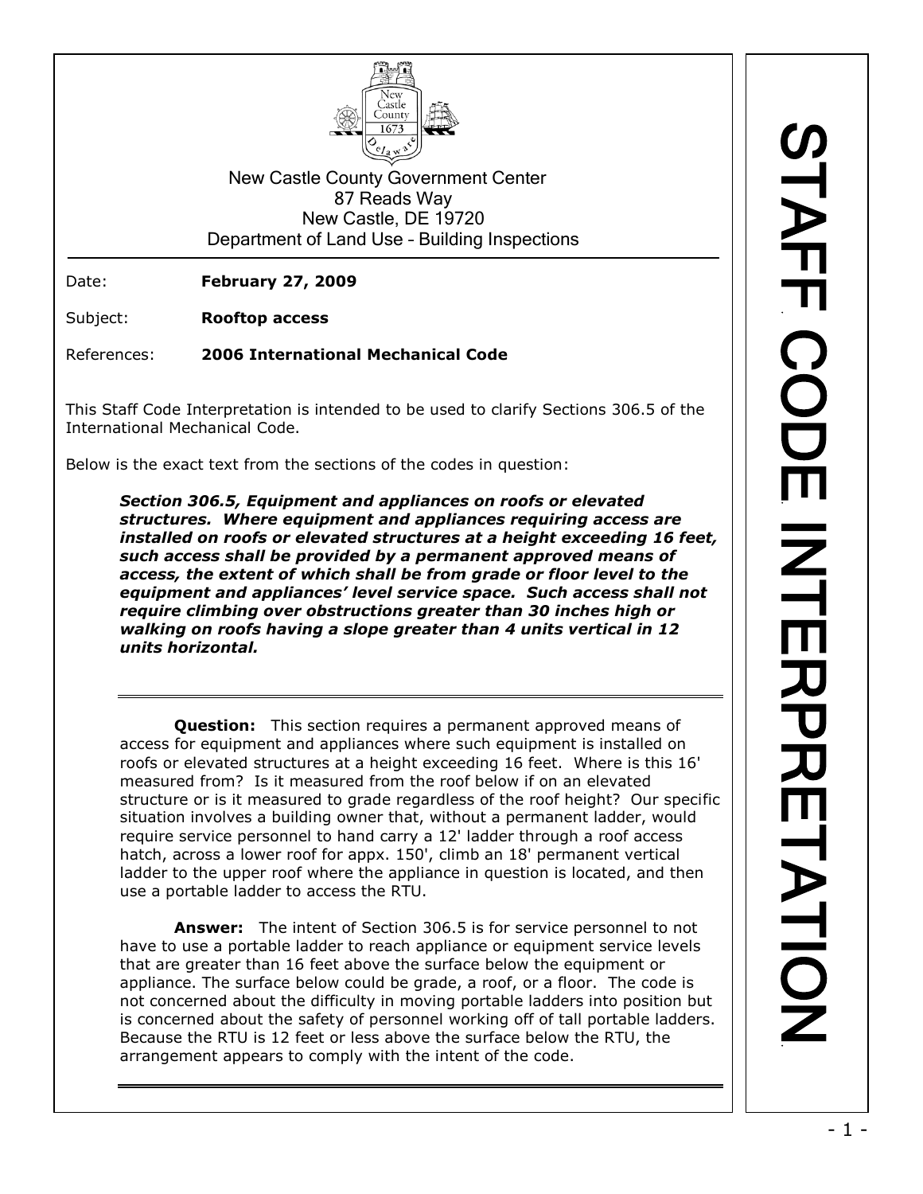New Castle County Government Center
87 Reads Way
New Castle, DE 19720
Department of Land Use – Building Inspections

# STAFF CODE INTERPRETATION

Date: **February 27, 2009**

Subject: **Rooftop access**

References: **2006 International Mechanical Code**

This Staff Code Interpretation is intended to be used to clarify Sections 306.5 of the International Mechanical Code.

Below is the exact text from the sections of the codes in question:

> ***Section 306.5, Equipment and appliances on roofs or elevated structures. Where equipment and appliances requiring access are installed on roofs or elevated structures at a height exceeding 16 feet, such access shall be provided by a permanent approved means of access, the extent of which shall be from grade or floor level to the equipment and appliances' level service space. Such access shall not require climbing over obstructions greater than 30 inches high or walking on roofs having a slope greater than 4 units vertical in 12 units horizontal.***

---

**Question:** This section requires a permanent approved means of access for equipment and appliances where such equipment is installed on roofs or elevated structures at a height exceeding 16 feet. Where is this 16' measured from? Is it measured from the roof below if on an elevated structure or is it measured to grade regardless of the roof height? Our specific situation involves a building owner that, without a permanent ladder, would require service personnel to hand carry a 12' ladder through a roof access hatch, across a lower roof for appx. 150', climb an 18' permanent vertical ladder to the upper roof where the appliance in question is located, and then use a portable ladder to access the RTU.

**Answer:** The intent of Section 306.5 is for service personnel to not have to use a portable ladder to reach appliance or equipment service levels that are greater than 16 feet above the surface below the equipment or appliance. The surface below could be grade, a roof, or a floor. The code is not concerned about the difficulty in moving portable ladders into position but is concerned about the safety of personnel working off of tall portable ladders. Because the RTU is 12 feet or less above the surface below the RTU, the arrangement appears to comply with the intent of the code.

---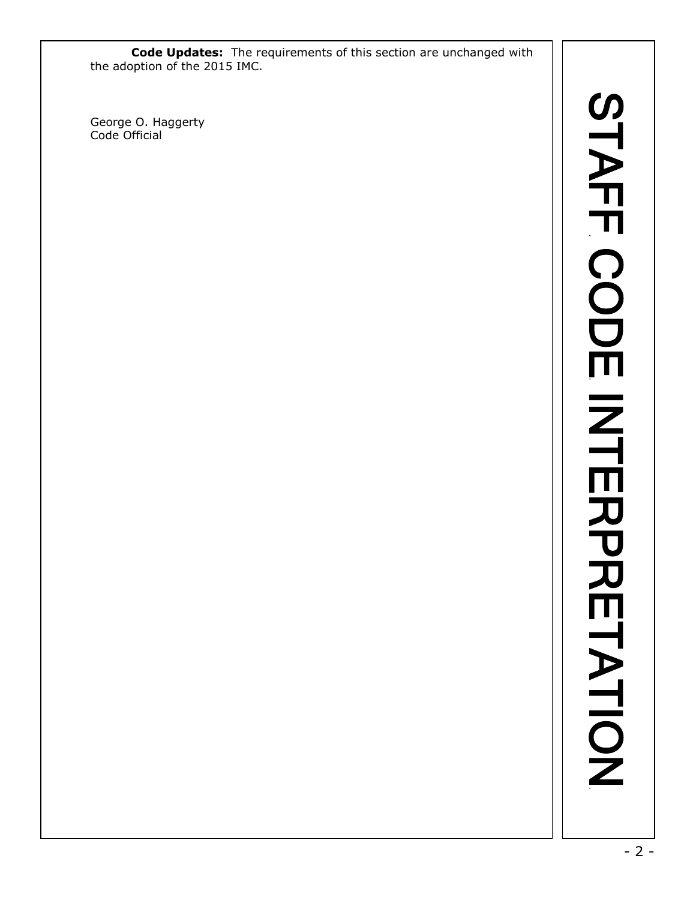**Code Updates:** The requirements of this section are unchanged with the adoption of the 2015 IMC.

George O. Haggerty
Code Official

STAFF CODE INTERPRETATION